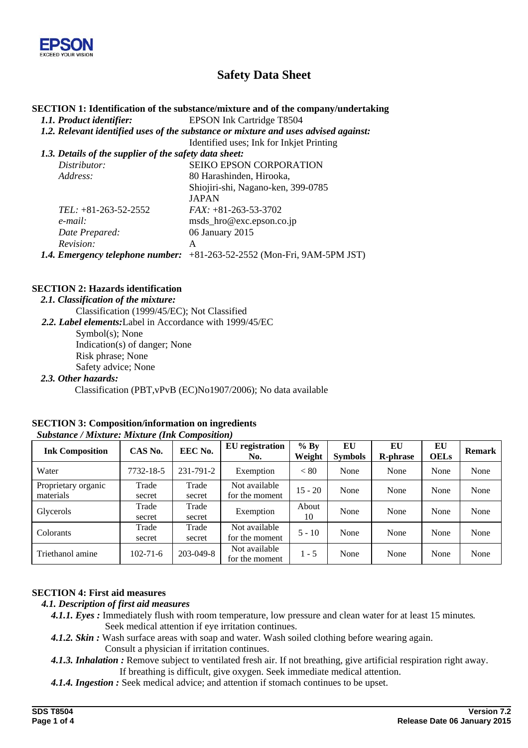EPSON
EXCEED YOUR VISION

# Safety Data Sheet

## SECTION 1: Identification of the substance/mixture and of the company/undertaking

***1.1. Product identifier:*** EPSON Ink Cartridge T8504

***1.2. Relevant identified uses of the substance or mixture and uses advised against:***

Identified uses; Ink for Inkjet Printing

***1.3. Details of the supplier of the safety data sheet:***

*Distributor:* SEIKO EPSON CORPORATION

*Address:* 80 Harashinden, Hirooka,
Shiojiri-shi, Nagano-ken, 399-0785
JAPAN

*TEL:* +81-263-52-2552 *FAX:* +81-263-53-3702

*e-mail:* msds_hro@exc.epson.co.jp

*Date Prepared:* 06 January 2015

*Revision:* A

***1.4. Emergency telephone number:*** +81-263-52-2552 (Mon-Fri, 9AM-5PM JST)

## SECTION 2: Hazards identification

***2.1. Classification of the mixture:***

Classification (1999/45/EC); Not Classified

***2.2. Label elements:*** Label in Accordance with 1999/45/EC

Symbol(s); None
Indication(s) of danger; None
Risk phrase; None
Safety advice; None

***2.3. Other hazards:***

Classification (PBT,vPvB (EC)No1907/2006); No data available

## SECTION 3: Composition/information on ingredients

***Substance / Mixture: Mixture (Ink Composition)***

| Ink Composition | CAS No. | EEC No. | EU registration No. | % By Weight | EU Symbols | EU R-phrase | EU OELs | Remark |
|---|---|---|---|---|---|---|---|---|
| Water | 7732-18-5 | 231-791-2 | Exemption | < 80 | None | None | None | None |
| Proprietary organic materials | Trade secret | Trade secret | Not available for the moment | 15 - 20 | None | None | None | None |
| Glycerols | Trade secret | Trade secret | Exemption | About 10 | None | None | None | None |
| Colorants | Trade secret | Trade secret | Not available for the moment | 5 - 10 | None | None | None | None |
| Triethanol amine | 102-71-6 | 203-049-8 | Not available for the moment | 1 - 5 | None | None | None | None |

## SECTION 4: First aid measures

***4.1. Description of first aid measures***

***4.1.1. Eyes :*** Immediately flush with room temperature, low pressure and clean water for at least 15 minutes. Seek medical attention if eye irritation continues.

***4.1.2. Skin :*** Wash surface areas with soap and water. Wash soiled clothing before wearing again. Consult a physician if irritation continues.

***4.1.3. Inhalation :*** Remove subject to ventilated fresh air. If not breathing, give artificial respiration right away. If breathing is difficult, give oxygen. Seek immediate medical attention.

***4.1.4. Ingestion :*** Seek medical advice; and attention if stomach continues to be upset.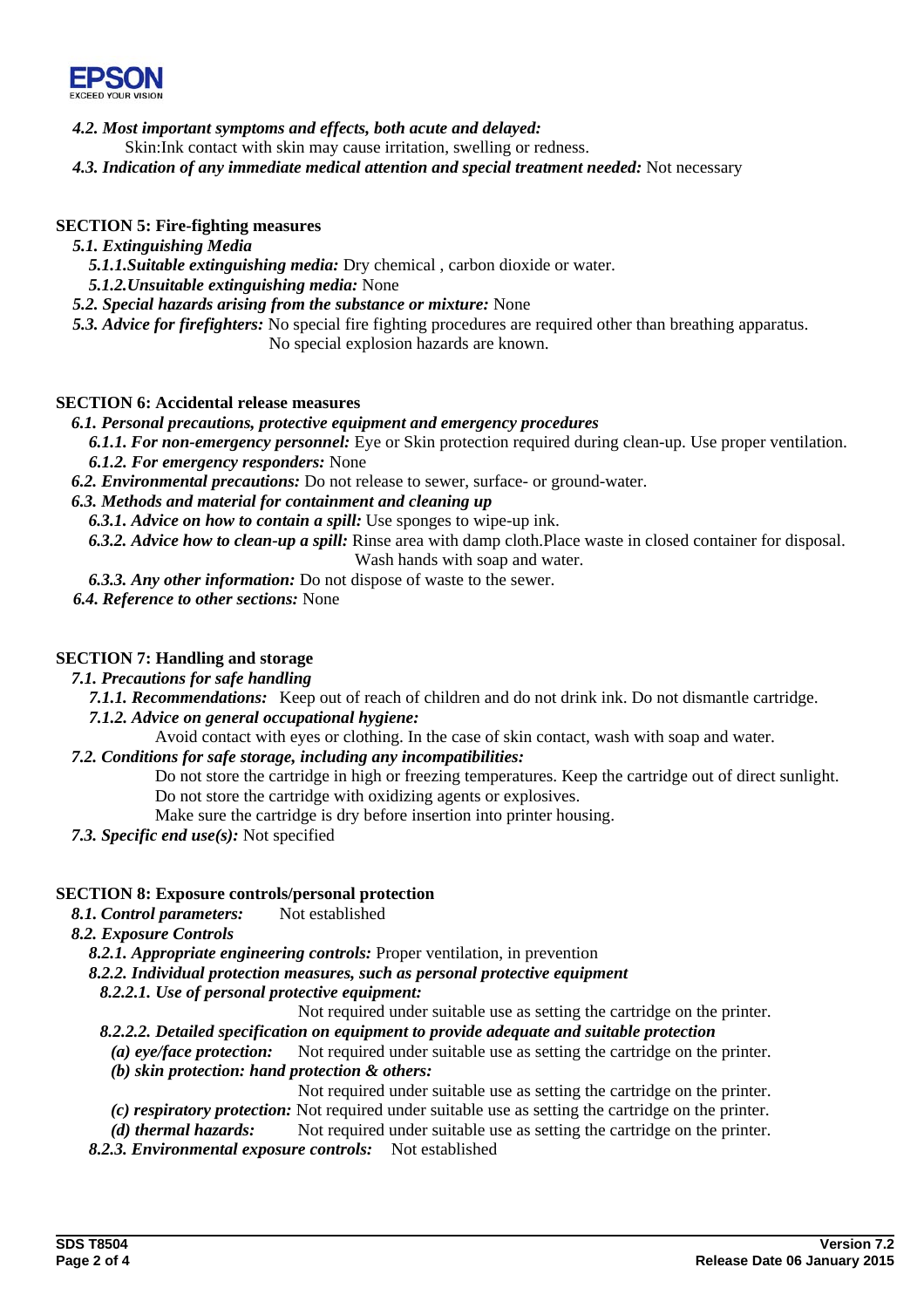*4.2. Most important symptoms and effects, both acute and delayed:*

Skin:Ink contact with skin may cause irritation, swelling or redness.

*4.3. Indication of any immediate medical attention and special treatment needed:* Not necessary

## SECTION 5: Fire-fighting measures

*5.1. Extinguishing Media*

*5.1.1.Suitable extinguishing media:* Dry chemical , carbon dioxide or water.

*5.1.2.Unsuitable extinguishing media:* None

*5.2. Special hazards arising from the substance or mixture:* None

*5.3. Advice for firefighters:* No special fire fighting procedures are required other than breathing apparatus. No special explosion hazards are known.

## SECTION 6: Accidental release measures

*6.1. Personal precautions, protective equipment and emergency procedures*

*6.1.1. For non-emergency personnel:* Eye or Skin protection required during clean-up. Use proper ventilation.

*6.1.2. For emergency responders:* None

*6.2. Environmental precautions:* Do not release to sewer, surface- or ground-water.

*6.3. Methods and material for containment and cleaning up*

*6.3.1. Advice on how to contain a spill:* Use sponges to wipe-up ink.

*6.3.2. Advice how to clean-up a spill:* Rinse area with damp cloth.Place waste in closed container for disposal. Wash hands with soap and water.

*6.3.3. Any other information:* Do not dispose of waste to the sewer.

*6.4. Reference to other sections:* None

## SECTION 7: Handling and storage

*7.1. Precautions for safe handling*

*7.1.1. Recommendations:* Keep out of reach of children and do not drink ink. Do not dismantle cartridge.

*7.1.2. Advice on general occupational hygiene:*

Avoid contact with eyes or clothing. In the case of skin contact, wash with soap and water.

*7.2. Conditions for safe storage, including any incompatibilities:*

Do not store the cartridge in high or freezing temperatures. Keep the cartridge out of direct sunlight.
Do not store the cartridge with oxidizing agents or explosives.
Make sure the cartridge is dry before insertion into printer housing.

*7.3. Specific end use(s):* Not specified

## SECTION 8: Exposure controls/personal protection

*8.1. Control parameters:* Not established

*8.2. Exposure Controls*

*8.2.1. Appropriate engineering controls:* Proper ventilation, in prevention

*8.2.2. Individual protection measures, such as personal protective equipment*

*8.2.2.1. Use of personal protective equipment:*

Not required under suitable use as setting the cartridge on the printer.

*8.2.2.2. Detailed specification on equipment to provide adequate and suitable protection*

*(a) eye/face protection:* Not required under suitable use as setting the cartridge on the printer.

*(b) skin protection: hand protection & others:*

Not required under suitable use as setting the cartridge on the printer.

*(c) respiratory protection:* Not required under suitable use as setting the cartridge on the printer.

*(d) thermal hazards:* Not required under suitable use as setting the cartridge on the printer.

*8.2.3. Environmental exposure controls:* Not established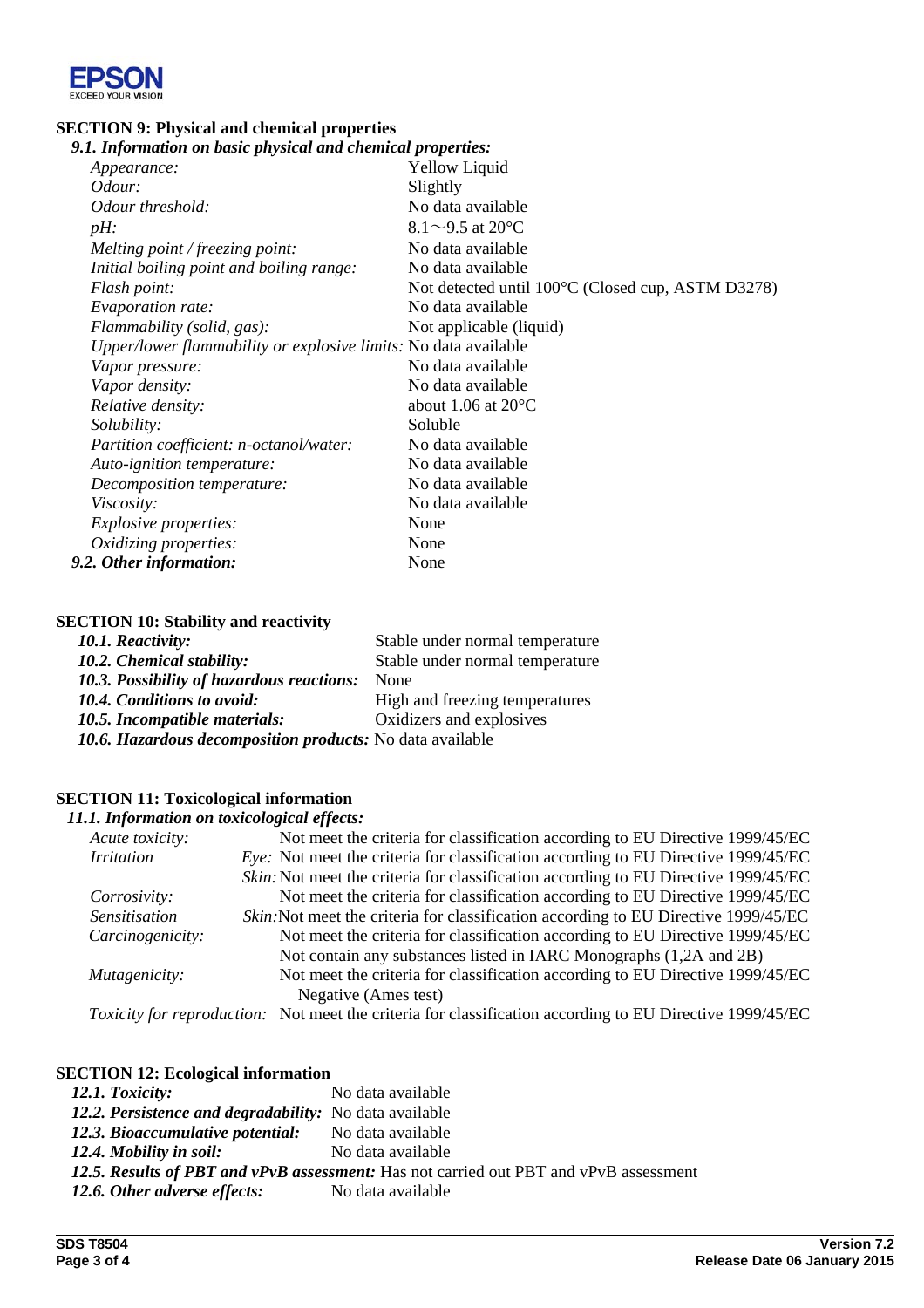## SECTION 9: Physical and chemical properties

### *9.1. Information on basic physical and chemical properties:*

| | |
|---|---|
| *Appearance:* | Yellow Liquid |
| *Odour:* | Slightly |
| *Odour threshold:* | No data available |
| *pH:* | 8.1～9.5 at 20°C |
| *Melting point / freezing point:* | No data available |
| *Initial boiling point and boiling range:* | No data available |
| *Flash point:* | Not detected until 100°C (Closed cup, ASTM D3278) |
| *Evaporation rate:* | No data available |
| *Flammability (solid, gas):* | Not applicable (liquid) |
| *Upper/lower flammability or explosive limits:* | No data available |
| *Vapor pressure:* | No data available |
| *Vapor density:* | No data available |
| *Relative density:* | about 1.06 at 20°C |
| *Solubility:* | Soluble |
| *Partition coefficient: n-octanol/water:* | No data available |
| *Auto-ignition temperature:* | No data available |
| *Decomposition temperature:* | No data available |
| *Viscosity:* | No data available |
| *Explosive properties:* | None |
| *Oxidizing properties:* | None |

***9.2. Other information:*** None

## SECTION 10: Stability and reactivity

| | |
|---|---|
| ***10.1. Reactivity:*** | Stable under normal temperature |
| ***10.2. Chemical stability:*** | Stable under normal temperature |
| ***10.3. Possibility of hazardous reactions:*** | None |
| ***10.4. Conditions to avoid:*** | High and freezing temperatures |
| ***10.5. Incompatible materials:*** | Oxidizers and explosives |
| ***10.6. Hazardous decomposition products:*** | No data available |

## SECTION 11: Toxicological information

### *11.1. Information on toxicological effects:*

| | |
|---|---|
| *Acute toxicity:* | Not meet the criteria for classification according to EU Directive 1999/45/EC |
| *Irritation* | *Eye:* Not meet the criteria for classification according to EU Directive 1999/45/EC |
| | *Skin:* Not meet the criteria for classification according to EU Directive 1999/45/EC |
| *Corrosivity:* | Not meet the criteria for classification according to EU Directive 1999/45/EC |
| *Sensitisation* | *Skin:* Not meet the criteria for classification according to EU Directive 1999/45/EC |
| *Carcinogenicity:* | Not meet the criteria for classification according to EU Directive 1999/45/EC |
| | Not contain any substances listed in IARC Monographs (1,2A and 2B) |
| *Mutagenicity:* | Not meet the criteria for classification according to EU Directive 1999/45/EC |
| | Negative (Ames test) |
| *Toxicity for reproduction:* | Not meet the criteria for classification according to EU Directive 1999/45/EC |

## SECTION 12: Ecological information

| | |
|---|---|
| ***12.1. Toxicity:*** | No data available |
| ***12.2. Persistence and degradability:*** | No data available |
| ***12.3. Bioaccumulative potential:*** | No data available |
| ***12.4. Mobility in soil:*** | No data available |
| ***12.5. Results of PBT and vPvB assessment:*** | Has not carried out PBT and vPvB assessment |
| ***12.6. Other adverse effects:*** | No data available |

**SDS T8504** **Version 7.2**

**Release Date 06 January 2015**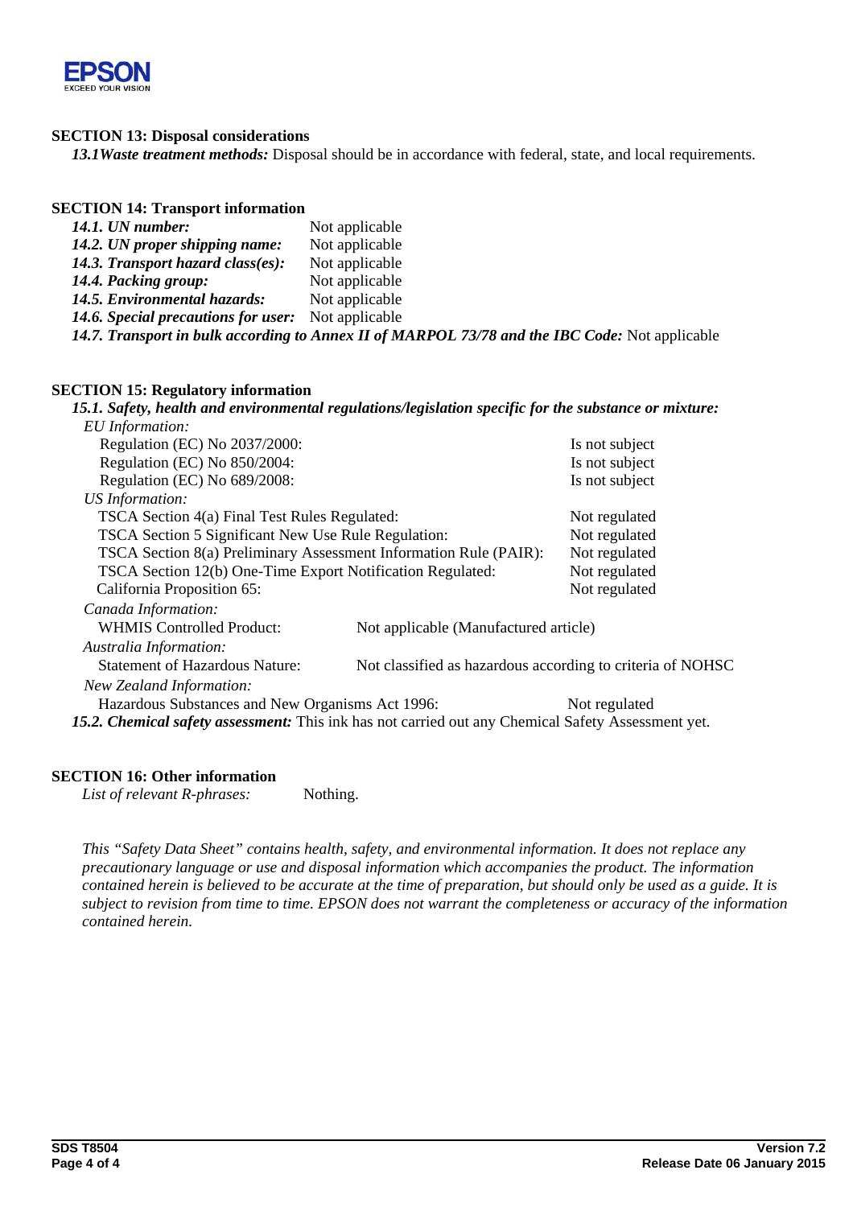## SECTION 13: Disposal considerations

***13.1Waste treatment methods:*** Disposal should be in accordance with federal, state, and local requirements.

## SECTION 14: Transport information

| | |
|---|---|
| ***14.1. UN number:*** | Not applicable |
| ***14.2. UN proper shipping name:*** | Not applicable |
| ***14.3. Transport hazard class(es):*** | Not applicable |
| ***14.4. Packing group:*** | Not applicable |
| ***14.5. Environmental hazards:*** | Not applicable |
| ***14.6. Special precautions for user:*** | Not applicable |

***14.7. Transport in bulk according to Annex II of MARPOL 73/78 and the IBC Code:*** Not applicable

## SECTION 15: Regulatory information

***15.1. Safety, health and environmental regulations/legislation specific for the substance or mixture:***

*EU Information:*

| | |
|---|---|
| Regulation (EC) No 2037/2000: | Is not subject |
| Regulation (EC) No 850/2004: | Is not subject |
| Regulation (EC) No 689/2008: | Is not subject |

*US Information:*

| | |
|---|---|
| TSCA Section 4(a) Final Test Rules Regulated: | Not regulated |
| TSCA Section 5 Significant New Use Rule Regulation: | Not regulated |
| TSCA Section 8(a) Preliminary Assessment Information Rule (PAIR): | Not regulated |
| TSCA Section 12(b) One-Time Export Notification Regulated: | Not regulated |
| California Proposition 65: | Not regulated |

*Canada Information:*

WHMIS Controlled Product: Not applicable (Manufactured article)

*Australia Information:*

Statement of Hazardous Nature: Not classified as hazardous according to criteria of NOHSC

*New Zealand Information:*

Hazardous Substances and New Organisms Act 1996: Not regulated

***15.2. Chemical safety assessment:*** This ink has not carried out any Chemical Safety Assessment yet.

## SECTION 16: Other information

*List of relevant R-phrases:* Nothing.

*This "Safety Data Sheet" contains health, safety, and environmental information. It does not replace any precautionary language or use and disposal information which accompanies the product. The information contained herein is believed to be accurate at the time of preparation, but should only be used as a guide. It is subject to revision from time to time. EPSON does not warrant the completeness or accuracy of the information contained herein.*